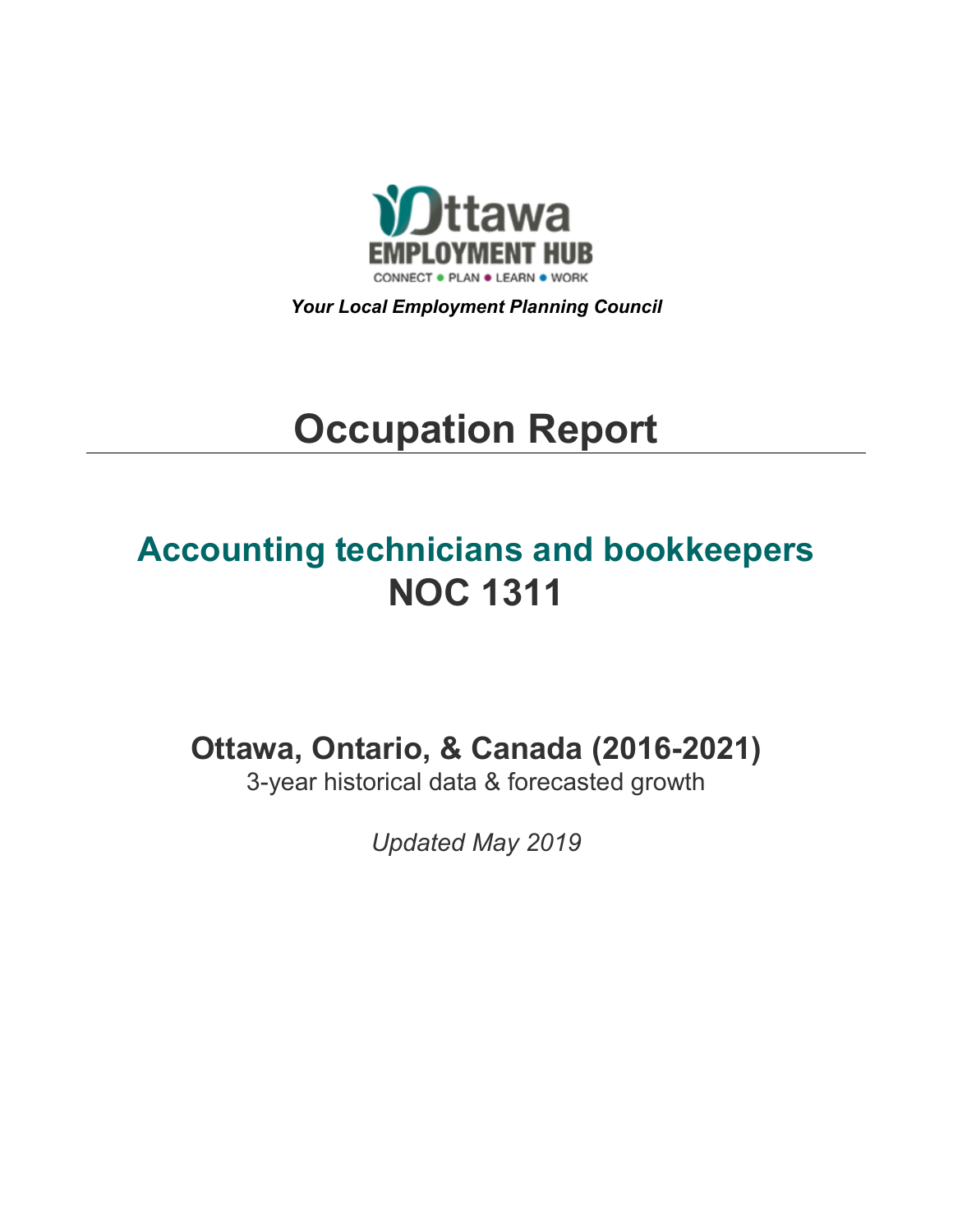Ottawa EMPLOYMENT HUB

CONNECT • PLAN • LEARN • WORK

***Your Local Employment Planning Council***

# Occupation Report

## Accounting technicians and bookkeepers
## NOC 1311

### Ottawa, Ontario, & Canada (2016-2021)

3-year historical data & forecasted growth

*Updated May 2019*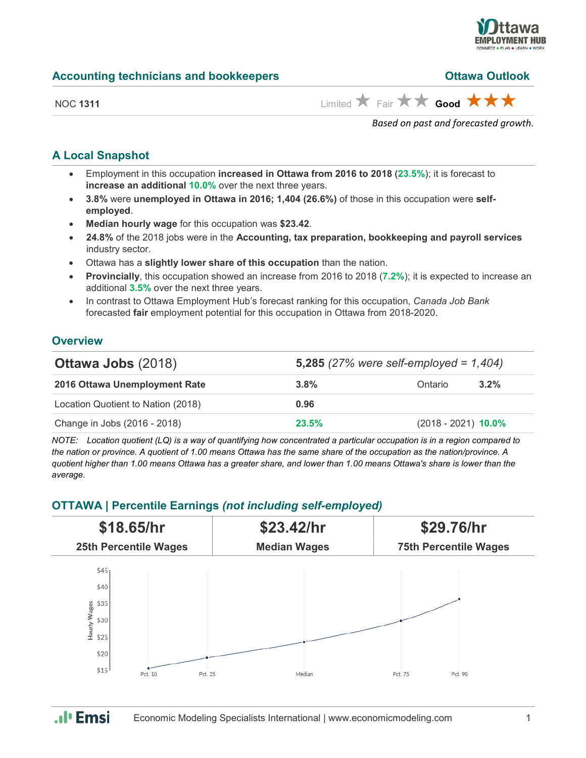## Accounting technicians and bookkeepers

**Ottawa Outlook**

NOC **1311**

Limited ★ Fair ★★ **Good** ★★★

*Based on past and forecasted growth.*

### A Local Snapshot

- Employment in this occupation **increased in Ottawa from 2016 to 2018** (**23.5%**); it is forecast to **increase an additional 10.0%** over the next three years.
- **3.8%** were **unemployed in Ottawa in 2016; 1,404 (26.6%)** of those in this occupation were **self-employed**.
- **Median hourly wage** for this occupation was **$23.42**.
- **24.8%** of the 2018 jobs were in the **Accounting, tax preparation, bookkeeping and payroll services** industry sector.
- Ottawa has a **slightly lower share of this occupation** than the nation.
- **Provincially**, this occupation showed an increase from 2016 to 2018 (**7.2%**); it is expected to increase an additional **3.5%** over the next three years.
- In contrast to Ottawa Employment Hub's forecast ranking for this occupation, *Canada Job Bank* forecasted **fair** employment potential for this occupation in Ottawa from 2018-2020.

### Overview

| **Ottawa Jobs** (2018) | **5,285** *(27% were self-employed = 1,404)* | | |
|---|---|---|---|
| **2016 Ottawa Unemployment Rate** | **3.8%** | Ontario | **3.2%** |
| Location Quotient to Nation (2018) | **0.96** | | |
| Change in Jobs (2016 - 2018) | **23.5%** | (2018 - 2021) | **10.0%** |

*NOTE: Location quotient (LQ) is a way of quantifying how concentrated a particular occupation is in a region compared to the nation or province. A quotient of 1.00 means Ottawa has the same share of the occupation as the nation/province. A quotient higher than 1.00 means Ottawa has a greater share, and lower than 1.00 means Ottawa's share is lower than the average.*

### OTTAWA | Percentile Earnings *(not including self-employed)*

| **$18.65/hr** | **$23.42/hr** | **$29.76/hr** |
|---|---|---|
| **25th Percentile Wages** | **Median Wages** | **75th Percentile Wages** |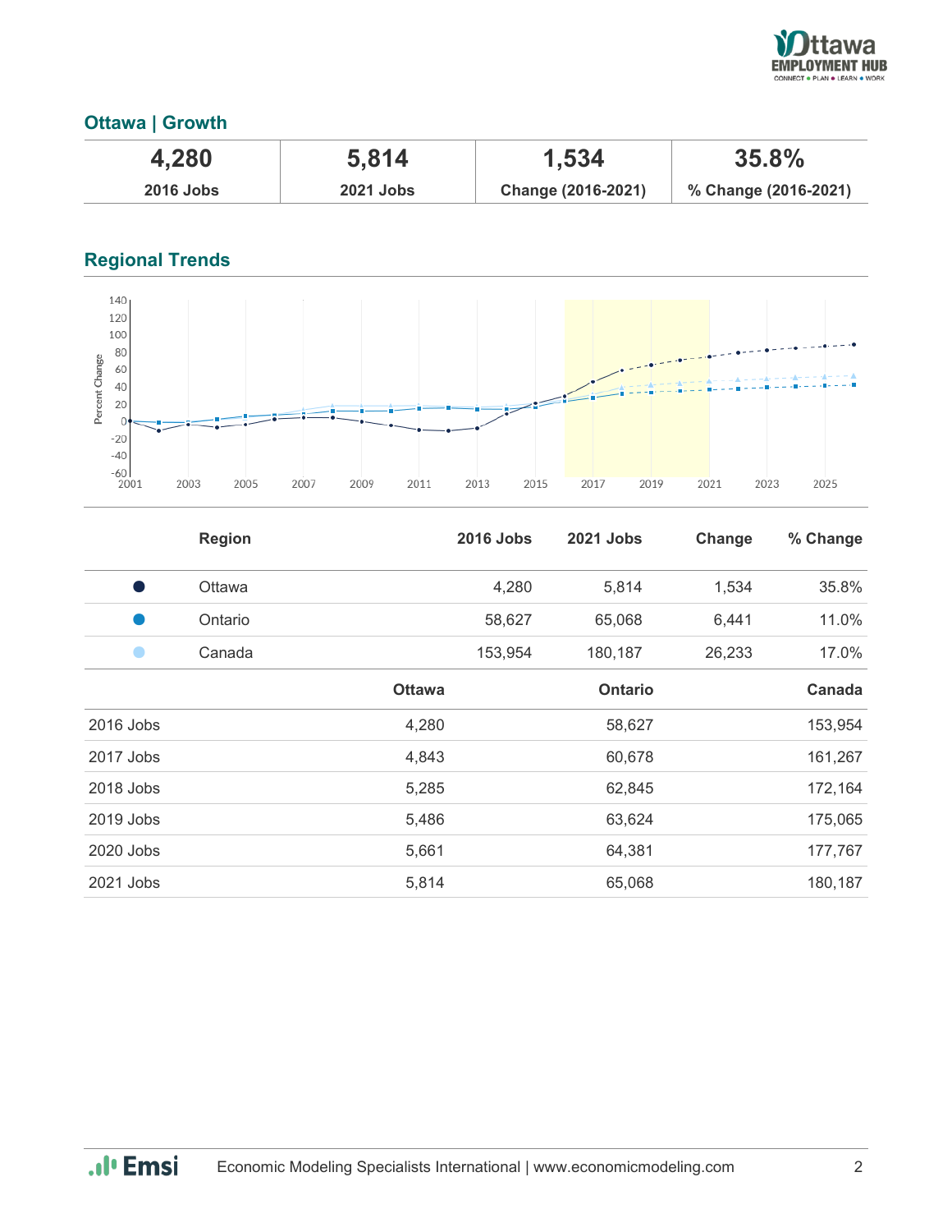## Ottawa | Growth

| 4,280 | 5,814 | 1,534 | 35.8% |
|---|---|---|---|
| 2016 Jobs | 2021 Jobs | Change (2016-2021) | % Change (2016-2021) |

## Regional Trends

| | Region | 2016 Jobs | 2021 Jobs | Change | % Change |
|---|---|---|---|---|---|
| ● | Ottawa | 4,280 | 5,814 | 1,534 | 35.8% |
| ● | Ontario | 58,627 | 65,068 | 6,441 | 11.0% |
| ● | Canada | 153,954 | 180,187 | 26,233 | 17.0% |

| | Ottawa | Ontario | Canada |
|---|---|---|---|
| 2016 Jobs | 4,280 | 58,627 | 153,954 |
| 2017 Jobs | 4,843 | 60,678 | 161,267 |
| 2018 Jobs | 5,285 | 62,845 | 172,164 |
| 2019 Jobs | 5,486 | 63,624 | 175,065 |
| 2020 Jobs | 5,661 | 64,381 | 177,767 |
| 2021 Jobs | 5,814 | 65,068 | 180,187 |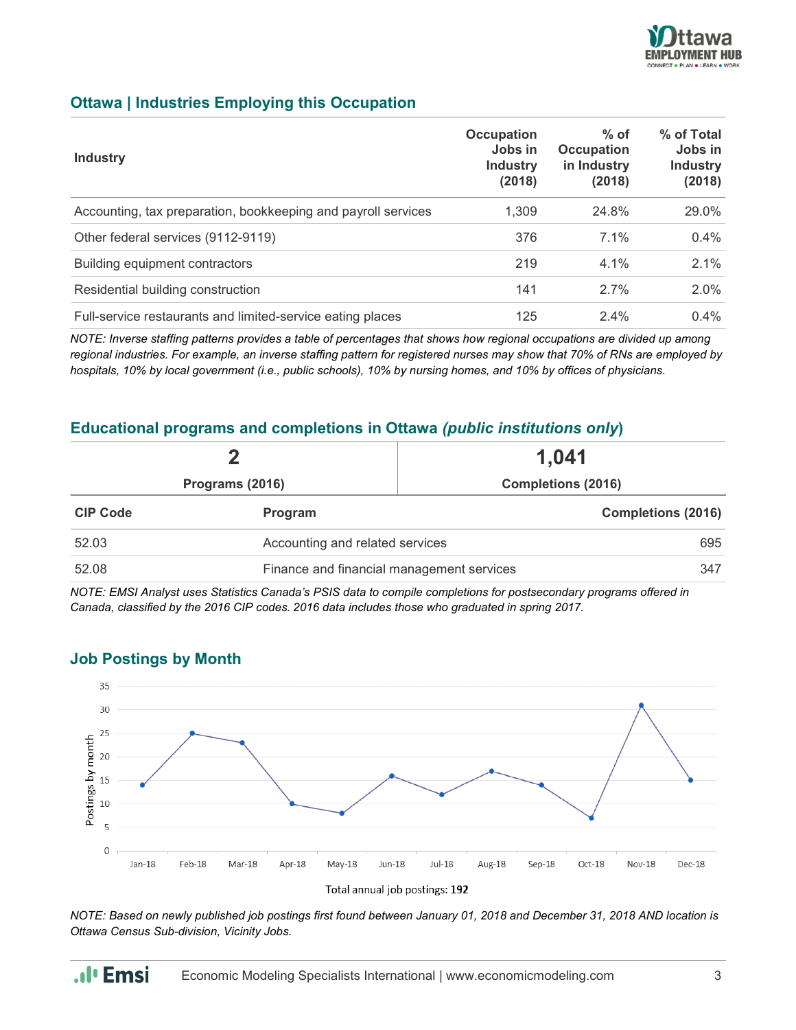## Ottawa | Industries Employing this Occupation

| Industry | Occupation Jobs in Industry (2018) | % of Occupation in Industry (2018) | % of Total Jobs in Industry (2018) |
|---|---|---|---|
| Accounting, tax preparation, bookkeeping and payroll services | 1,309 | 24.8% | 29.0% |
| Other federal services (9112-9119) | 376 | 7.1% | 0.4% |
| Building equipment contractors | 219 | 4.1% | 2.1% |
| Residential building construction | 141 | 2.7% | 2.0% |
| Full-service restaurants and limited-service eating places | 125 | 2.4% | 0.4% |

*NOTE: Inverse staffing patterns provides a table of percentages that shows how regional occupations are divided up among regional industries. For example, an inverse staffing pattern for registered nurses may show that 70% of RNs are employed by hospitals, 10% by local government (i.e., public schools), 10% by nursing homes, and 10% by offices of physicians.*

## Educational programs and completions in Ottawa *(public institutions only)*

| 2 | 1,041 |
|---|---|
| Programs (2016) | Completions (2016) |

| CIP Code | Program | Completions (2016) |
|---|---|---|
| 52.03 | Accounting and related services | 695 |
| 52.08 | Finance and financial management services | 347 |

*NOTE: EMSI Analyst uses Statistics Canada's PSIS data to compile completions for postsecondary programs offered in Canada, classified by the 2016 CIP codes. 2016 data includes those who graduated in spring 2017.*

## Job Postings by Month

| Month | Postings by month |
|---|---|
| Jan-18 | 14 |
| Feb-18 | 25 |
| Mar-18 | 23 |
| Apr-18 | 10 |
| May-18 | 8 |
| Jun-18 | 16 |
| Jul-18 | 12 |
| Aug-18 | 17 |
| Sep-18 | 14 |
| Oct-18 | 7 |
| Nov-18 | 31 |
| Dec-18 | 15 |

Total annual job postings: **192**

*NOTE: Based on newly published job postings first found between January 01, 2018 and December 31, 2018 AND location is Ottawa Census Sub-division, Vicinity Jobs.*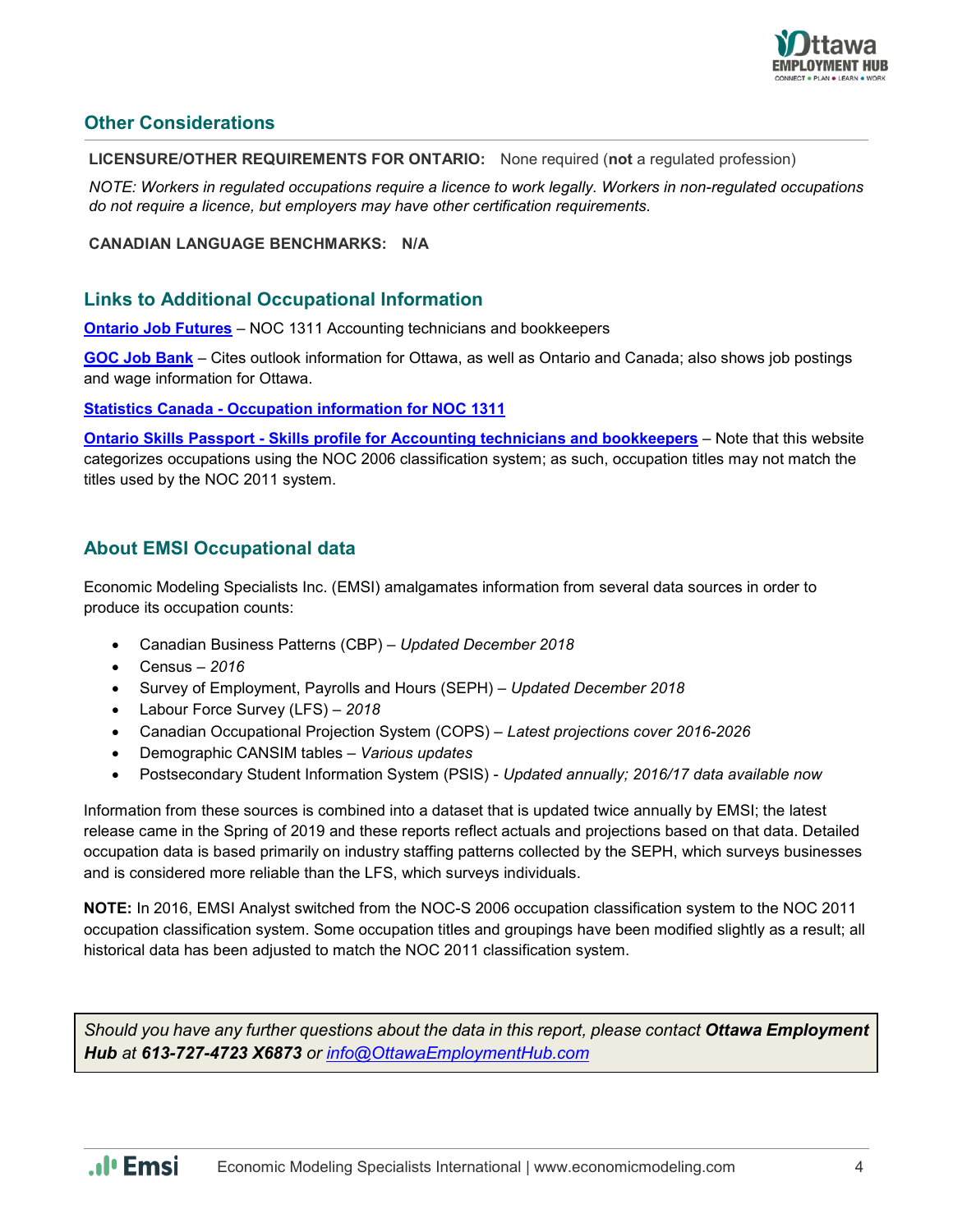## Other Considerations

**LICENSURE/OTHER REQUIREMENTS FOR ONTARIO:** None required (**not** a regulated profession)

*NOTE: Workers in regulated occupations require a licence to work legally. Workers in non-regulated occupations do not require a licence, but employers may have other certification requirements.*

**CANADIAN LANGUAGE BENCHMARKS: N/A**

## Links to Additional Occupational Information

**Ontario Job Futures** – NOC 1311 Accounting technicians and bookkeepers

**GOC Job Bank** – Cites outlook information for Ottawa, as well as Ontario and Canada; also shows job postings and wage information for Ottawa.

**Statistics Canada - Occupation information for NOC 1311**

**Ontario Skills Passport - Skills profile for Accounting technicians and bookkeepers** – Note that this website categorizes occupations using the NOC 2006 classification system; as such, occupation titles may not match the titles used by the NOC 2011 system.

## About EMSI Occupational data

Economic Modeling Specialists Inc. (EMSI) amalgamates information from several data sources in order to produce its occupation counts:

- Canadian Business Patterns (CBP) – *Updated December 2018*
- Census – *2016*
- Survey of Employment, Payrolls and Hours (SEPH) – *Updated December 2018*
- Labour Force Survey (LFS) – *2018*
- Canadian Occupational Projection System (COPS) – *Latest projections cover 2016-2026*
- Demographic CANSIM tables – *Various updates*
- Postsecondary Student Information System (PSIS) - *Updated annually; 2016/17 data available now*

Information from these sources is combined into a dataset that is updated twice annually by EMSI; the latest release came in the Spring of 2019 and these reports reflect actuals and projections based on that data. Detailed occupation data is based primarily on industry staffing patterns collected by the SEPH, which surveys businesses and is considered more reliable than the LFS, which surveys individuals.

**NOTE:** In 2016, EMSI Analyst switched from the NOC-S 2006 occupation classification system to the NOC 2011 occupation classification system. Some occupation titles and groupings have been modified slightly as a result; all historical data has been adjusted to match the NOC 2011 classification system.

*Should you have any further questions about the data in this report, please contact **Ottawa Employment Hub** at **613-727-4723 X6873** or info@OttawaEmploymentHub.com*